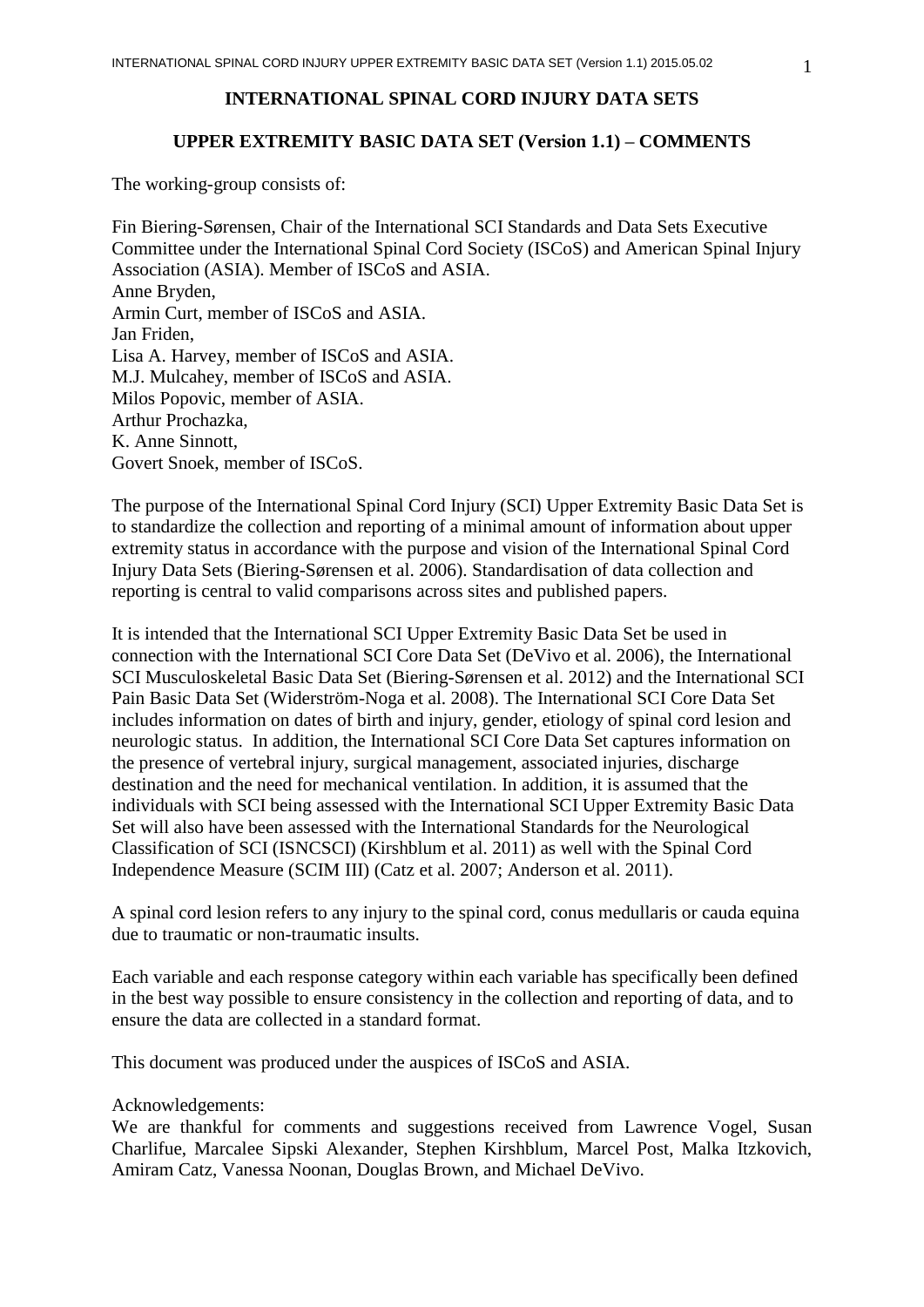# INTERNATIONAL SPINAL CORD INJURY DATA SETS

## UPPER EXTREMITY BASIC DATA SET (Version 1.1) – COMMENTS

The working-group consists of:

Fin Biering-Sørensen, Chair of the International SCI Standards and Data Sets Executive Committee under the International Spinal Cord Society (ISCoS) and American Spinal Injury Association (ASIA). Member of ISCoS and ASIA.
Anne Bryden,
Armin Curt, member of ISCoS and ASIA.
Jan Friden,
Lisa A. Harvey, member of ISCoS and ASIA.
M.J. Mulcahey, member of ISCoS and ASIA.
Milos Popovic, member of ASIA.
Arthur Prochazka,
K. Anne Sinnott,
Govert Snoek, member of ISCoS.

The purpose of the International Spinal Cord Injury (SCI) Upper Extremity Basic Data Set is to standardize the collection and reporting of a minimal amount of information about upper extremity status in accordance with the purpose and vision of the International Spinal Cord Injury Data Sets (Biering-Sørensen et al. 2006). Standardisation of data collection and reporting is central to valid comparisons across sites and published papers.

It is intended that the International SCI Upper Extremity Basic Data Set be used in connection with the International SCI Core Data Set (DeVivo et al. 2006), the International SCI Musculoskeletal Basic Data Set (Biering-Sørensen et al. 2012) and the International SCI Pain Basic Data Set (Widerström-Noga et al. 2008). The International SCI Core Data Set includes information on dates of birth and injury, gender, etiology of spinal cord lesion and neurologic status. In addition, the International SCI Core Data Set captures information on the presence of vertebral injury, surgical management, associated injuries, discharge destination and the need for mechanical ventilation. In addition, it is assumed that the individuals with SCI being assessed with the International SCI Upper Extremity Basic Data Set will also have been assessed with the International Standards for the Neurological Classification of SCI (ISNCSCI) (Kirshblum et al. 2011) as well with the Spinal Cord Independence Measure (SCIM III) (Catz et al. 2007; Anderson et al. 2011).

A spinal cord lesion refers to any injury to the spinal cord, conus medullaris or cauda equina due to traumatic or non-traumatic insults.

Each variable and each response category within each variable has specifically been defined in the best way possible to ensure consistency in the collection and reporting of data, and to ensure the data are collected in a standard format.

This document was produced under the auspices of ISCoS and ASIA.

Acknowledgements:
We are thankful for comments and suggestions received from Lawrence Vogel, Susan Charlifue, Marcalee Sipski Alexander, Stephen Kirshblum, Marcel Post, Malka Itzkovich, Amiram Catz, Vanessa Noonan, Douglas Brown, and Michael DeVivo.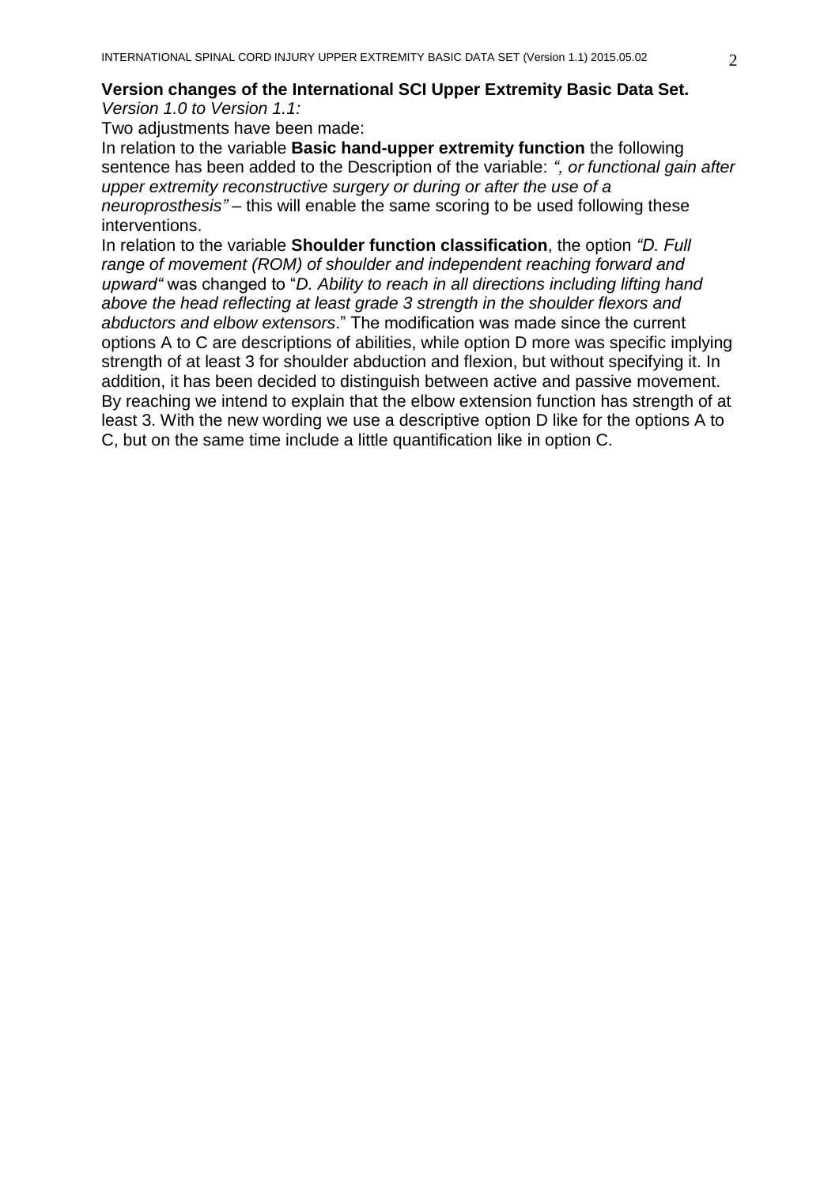**Version changes of the International SCI Upper Extremity Basic Data Set.**

*Version 1.0 to Version 1.1:*

Two adjustments have been made:

In relation to the variable **Basic hand-upper extremity function** the following sentence has been added to the Description of the variable: *", or functional gain after upper extremity reconstructive surgery or during or after the use of a neuroprosthesis"* – this will enable the same scoring to be used following these interventions.

In relation to the variable **Shoulder function classification**, the option *"D. Full range of movement (ROM) of shoulder and independent reaching forward and upward"* was changed to "*D. Ability to reach in all directions including lifting hand above the head reflecting at least grade 3 strength in the shoulder flexors and abductors and elbow extensors*." The modification was made since the current options A to C are descriptions of abilities, while option D more was specific implying strength of at least 3 for shoulder abduction and flexion, but without specifying it. In addition, it has been decided to distinguish between active and passive movement. By reaching we intend to explain that the elbow extension function has strength of at least 3. With the new wording we use a descriptive option D like for the options A to C, but on the same time include a little quantification like in option C.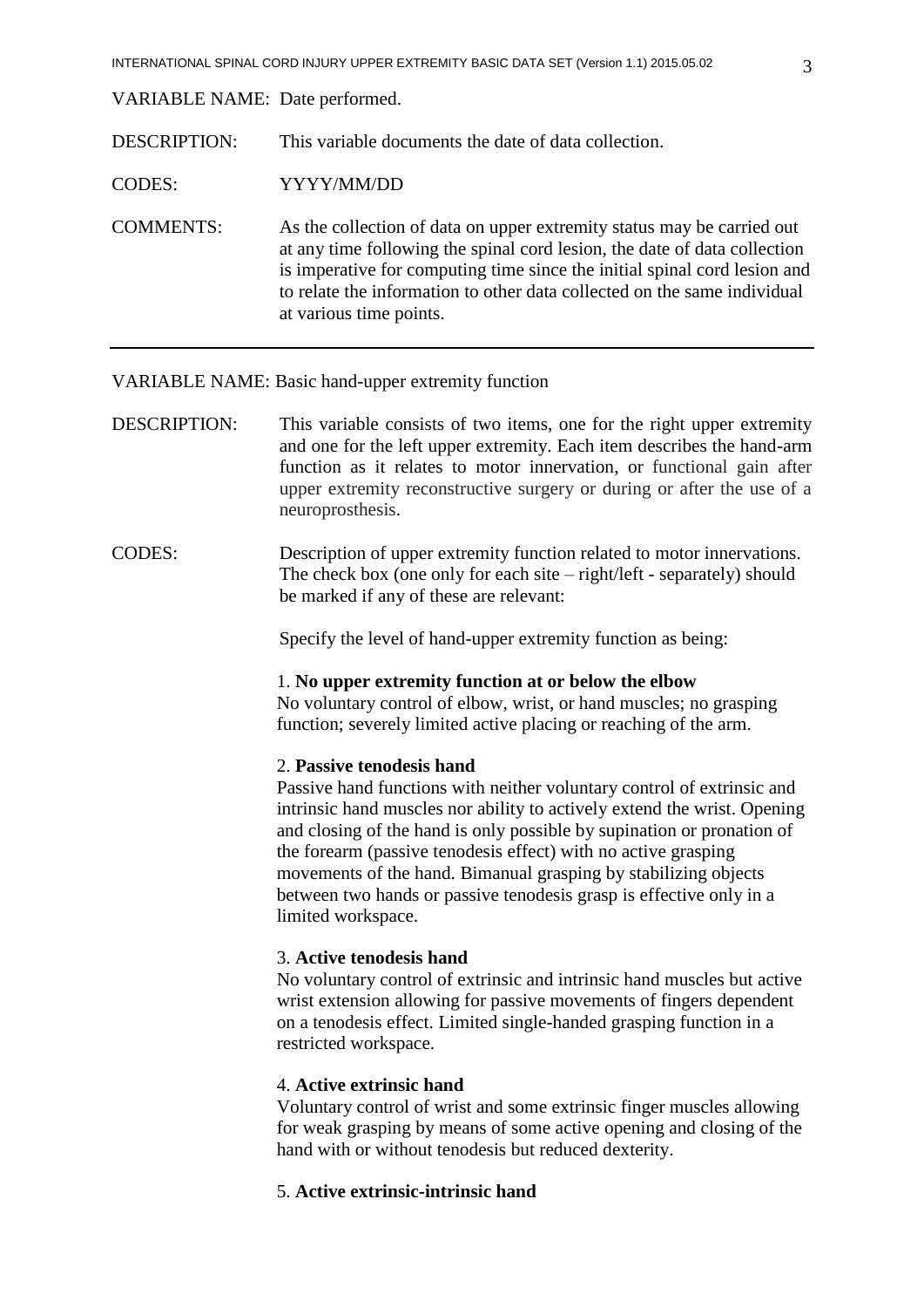VARIABLE NAME: Date performed.

DESCRIPTION: This variable documents the date of data collection.

CODES: YYYY/MM/DD

COMMENTS: As the collection of data on upper extremity status may be carried out at any time following the spinal cord lesion, the date of data collection is imperative for computing time since the initial spinal cord lesion and to relate the information to other data collected on the same individual at various time points.

---

VARIABLE NAME: Basic hand-upper extremity function

DESCRIPTION: This variable consists of two items, one for the right upper extremity and one for the left upper extremity. Each item describes the hand-arm function as it relates to motor innervation, or functional gain after upper extremity reconstructive surgery or during or after the use of a neuroprosthesis.

CODES: Description of upper extremity function related to motor innervations. The check box (one only for each site – right/left - separately) should be marked if any of these are relevant:

Specify the level of hand-upper extremity function as being:

1. **No upper extremity function at or below the elbow**
No voluntary control of elbow, wrist, or hand muscles; no grasping function; severely limited active placing or reaching of the arm.

2. **Passive tenodesis hand**
Passive hand functions with neither voluntary control of extrinsic and intrinsic hand muscles nor ability to actively extend the wrist. Opening and closing of the hand is only possible by supination or pronation of the forearm (passive tenodesis effect) with no active grasping movements of the hand. Bimanual grasping by stabilizing objects between two hands or passive tenodesis grasp is effective only in a limited workspace.

3. **Active tenodesis hand**
No voluntary control of extrinsic and intrinsic hand muscles but active wrist extension allowing for passive movements of fingers dependent on a tenodesis effect. Limited single-handed grasping function in a restricted workspace.

4. **Active extrinsic hand**
Voluntary control of wrist and some extrinsic finger muscles allowing for weak grasping by means of some active opening and closing of the hand with or without tenodesis but reduced dexterity.

5. **Active extrinsic-intrinsic hand**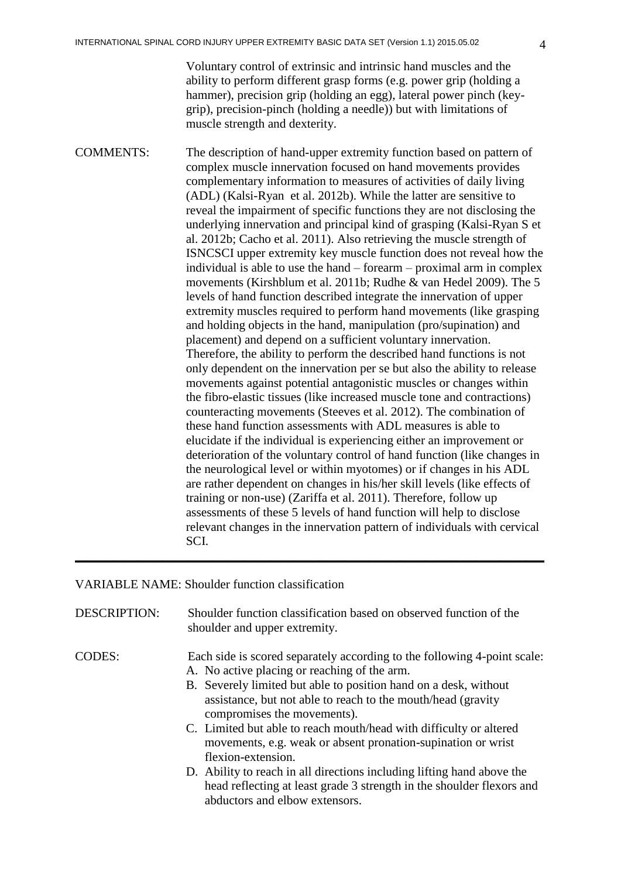Voluntary control of extrinsic and intrinsic hand muscles and the ability to perform different grasp forms (e.g. power grip (holding a hammer), precision grip (holding an egg), lateral power pinch (key-grip), precision-pinch (holding a needle)) but with limitations of muscle strength and dexterity.

COMMENTS: The description of hand-upper extremity function based on pattern of complex muscle innervation focused on hand movements provides complementary information to measures of activities of daily living (ADL) (Kalsi-Ryan et al. 2012b). While the latter are sensitive to reveal the impairment of specific functions they are not disclosing the underlying innervation and principal kind of grasping (Kalsi-Ryan S et al. 2012b; Cacho et al. 2011). Also retrieving the muscle strength of ISNCSCI upper extremity key muscle function does not reveal how the individual is able to use the hand – forearm – proximal arm in complex movements (Kirshblum et al. 2011b; Rudhe & van Hedel 2009). The 5 levels of hand function described integrate the innervation of upper extremity muscles required to perform hand movements (like grasping and holding objects in the hand, manipulation (pro/supination) and placement) and depend on a sufficient voluntary innervation. Therefore, the ability to perform the described hand functions is not only dependent on the innervation per se but also the ability to release movements against potential antagonistic muscles or changes within the fibro-elastic tissues (like increased muscle tone and contractions) counteracting movements (Steeves et al. 2012). The combination of these hand function assessments with ADL measures is able to elucidate if the individual is experiencing either an improvement or deterioration of the voluntary control of hand function (like changes in the neurological level or within myotomes) or if changes in his ADL are rather dependent on changes in his/her skill levels (like effects of training or non-use) (Zariffa et al. 2011). Therefore, follow up assessments of these 5 levels of hand function will help to disclose relevant changes in the innervation pattern of individuals with cervical SCI.

---

VARIABLE NAME: Shoulder function classification

DESCRIPTION: Shoulder function classification based on observed function of the shoulder and upper extremity.

CODES: Each side is scored separately according to the following 4-point scale:

A. No active placing or reaching of the arm.
B. Severely limited but able to position hand on a desk, without assistance, but not able to reach to the mouth/head (gravity compromises the movements).
C. Limited but able to reach mouth/head with difficulty or altered movements, e.g. weak or absent pronation-supination or wrist flexion-extension.
D. Ability to reach in all directions including lifting hand above the head reflecting at least grade 3 strength in the shoulder flexors and abductors and elbow extensors.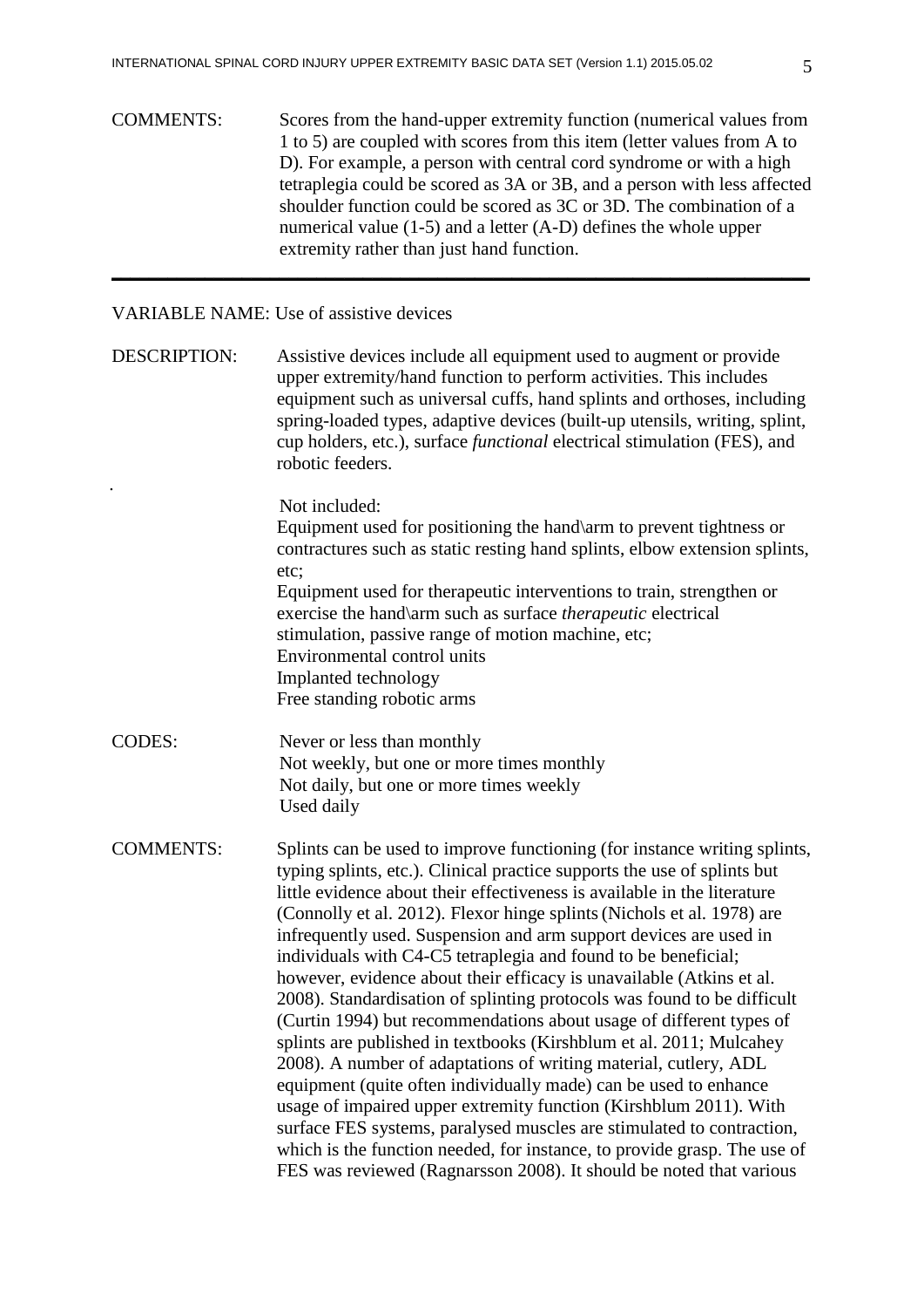COMMENTS: Scores from the hand-upper extremity function (numerical values from 1 to 5) are coupled with scores from this item (letter values from A to D). For example, a person with central cord syndrome or with a high tetraplegia could be scored as 3A or 3B, and a person with less affected shoulder function could be scored as 3C or 3D. The combination of a numerical value (1-5) and a letter (A-D) defines the whole upper extremity rather than just hand function.

---

VARIABLE NAME: Use of assistive devices

DESCRIPTION: Assistive devices include all equipment used to augment or provide upper extremity/hand function to perform activities. This includes equipment such as universal cuffs, hand splints and orthoses, including spring-loaded types, adaptive devices (built-up utensils, writing, splint, cup holders, etc.), surface *functional* electrical stimulation (FES), and robotic feeders.

Not included:
Equipment used for positioning the hand\arm to prevent tightness or contractures such as static resting hand splints, elbow extension splints, etc;
Equipment used for therapeutic interventions to train, strengthen or exercise the hand\arm such as surface *therapeutic* electrical stimulation, passive range of motion machine, etc;
Environmental control units
Implanted technology
Free standing robotic arms

CODES:
Never or less than monthly
Not weekly, but one or more times monthly
Not daily, but one or more times weekly
Used daily

COMMENTS: Splints can be used to improve functioning (for instance writing splints, typing splints, etc.). Clinical practice supports the use of splints but little evidence about their effectiveness is available in the literature (Connolly et al. 2012). Flexor hinge splints (Nichols et al. 1978) are infrequently used. Suspension and arm support devices are used in individuals with C4-C5 tetraplegia and found to be beneficial; however, evidence about their efficacy is unavailable (Atkins et al. 2008). Standardisation of splinting protocols was found to be difficult (Curtin 1994) but recommendations about usage of different types of splints are published in textbooks (Kirshblum et al. 2011; Mulcahey 2008). A number of adaptations of writing material, cutlery, ADL equipment (quite often individually made) can be used to enhance usage of impaired upper extremity function (Kirshblum 2011). With surface FES systems, paralysed muscles are stimulated to contraction, which is the function needed, for instance, to provide grasp. The use of FES was reviewed (Ragnarsson 2008). It should be noted that various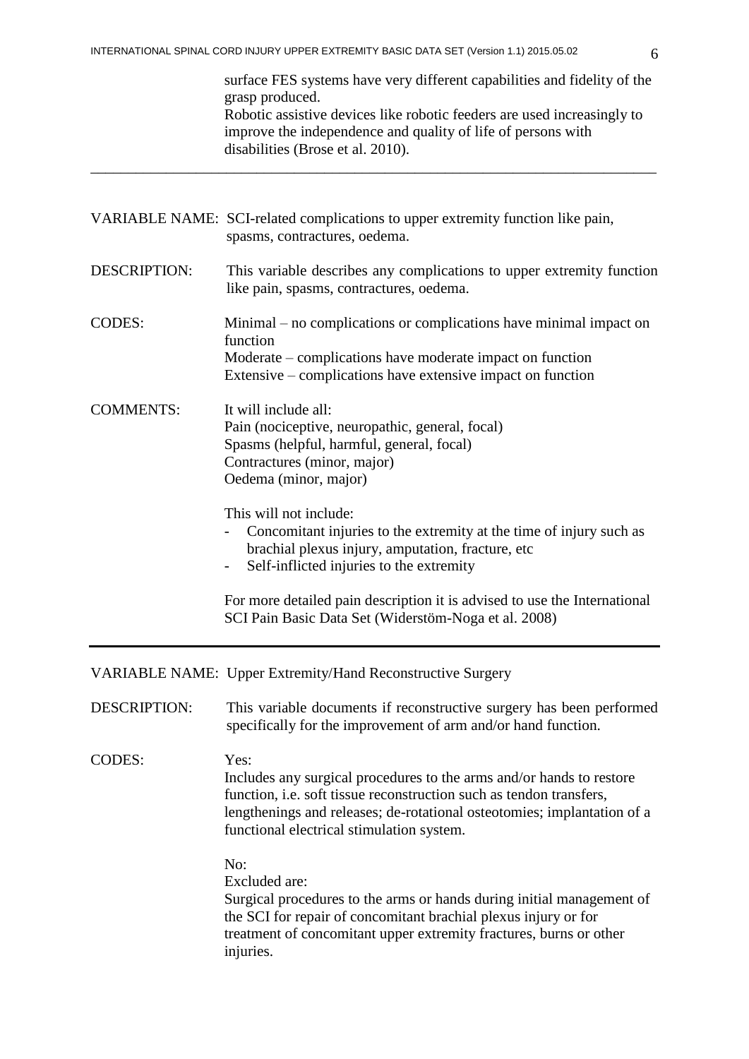surface FES systems have very different capabilities and fidelity of the grasp produced.
Robotic assistive devices like robotic feeders are used increasingly to improve the independence and quality of life of persons with disabilities (Brose et al. 2010).

---

VARIABLE NAME: SCI-related complications to upper extremity function like pain, spasms, contractures, oedema.

DESCRIPTION: This variable describes any complications to upper extremity function like pain, spasms, contractures, oedema.

CODES:
Minimal – no complications or complications have minimal impact on function
Moderate – complications have moderate impact on function
Extensive – complications have extensive impact on function

COMMENTS: It will include all:
Pain (nociceptive, neuropathic, general, focal)
Spasms (helpful, harmful, general, focal)
Contractures (minor, major)
Oedema (minor, major)

This will not include:

- Concomitant injuries to the extremity at the time of injury such as brachial plexus injury, amputation, fracture, etc
- Self-inflicted injuries to the extremity

For more detailed pain description it is advised to use the International SCI Pain Basic Data Set (Widerstöm-Noga et al. 2008)

---

VARIABLE NAME: Upper Extremity/Hand Reconstructive Surgery

DESCRIPTION: This variable documents if reconstructive surgery has been performed specifically for the improvement of arm and/or hand function.

CODES: Yes:
Includes any surgical procedures to the arms and/or hands to restore function, i.e. soft tissue reconstruction such as tendon transfers, lengthenings and releases; de-rotational osteotomies; implantation of a functional electrical stimulation system.

No:
Excluded are:
Surgical procedures to the arms or hands during initial management of the SCI for repair of concomitant brachial plexus injury or for treatment of concomitant upper extremity fractures, burns or other injuries.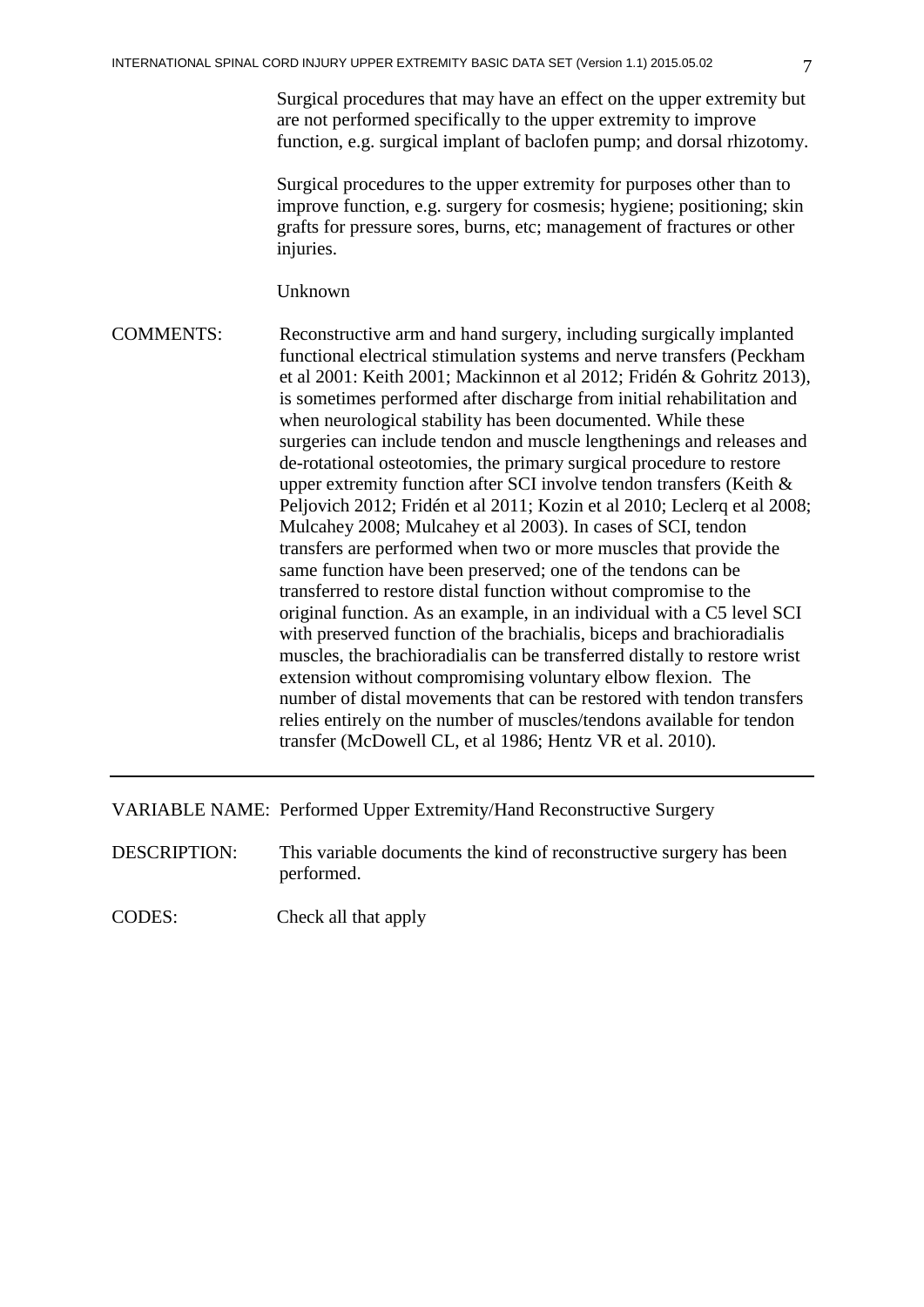Surgical procedures that may have an effect on the upper extremity but are not performed specifically to the upper extremity to improve function, e.g. surgical implant of baclofen pump; and dorsal rhizotomy.

Surgical procedures to the upper extremity for purposes other than to improve function, e.g. surgery for cosmesis; hygiene; positioning; skin grafts for pressure sores, burns, etc; management of fractures or other injuries.

Unknown

COMMENTS: Reconstructive arm and hand surgery, including surgically implanted functional electrical stimulation systems and nerve transfers (Peckham et al 2001: Keith 2001; Mackinnon et al 2012; Fridén & Gohritz 2013), is sometimes performed after discharge from initial rehabilitation and when neurological stability has been documented. While these surgeries can include tendon and muscle lengthenings and releases and de-rotational osteotomies, the primary surgical procedure to restore upper extremity function after SCI involve tendon transfers (Keith & Peljovich 2012; Fridén et al 2011; Kozin et al 2010; Leclerq et al 2008; Mulcahey 2008; Mulcahey et al 2003). In cases of SCI, tendon transfers are performed when two or more muscles that provide the same function have been preserved; one of the tendons can be transferred to restore distal function without compromise to the original function. As an example, in an individual with a C5 level SCI with preserved function of the brachialis, biceps and brachioradialis muscles, the brachioradialis can be transferred distally to restore wrist extension without compromising voluntary elbow flexion. The number of distal movements that can be restored with tendon transfers relies entirely on the number of muscles/tendons available for tendon transfer (McDowell CL, et al 1986; Hentz VR et al. 2010).

---

VARIABLE NAME: Performed Upper Extremity/Hand Reconstructive Surgery

DESCRIPTION: This variable documents the kind of reconstructive surgery has been performed.

CODES: Check all that apply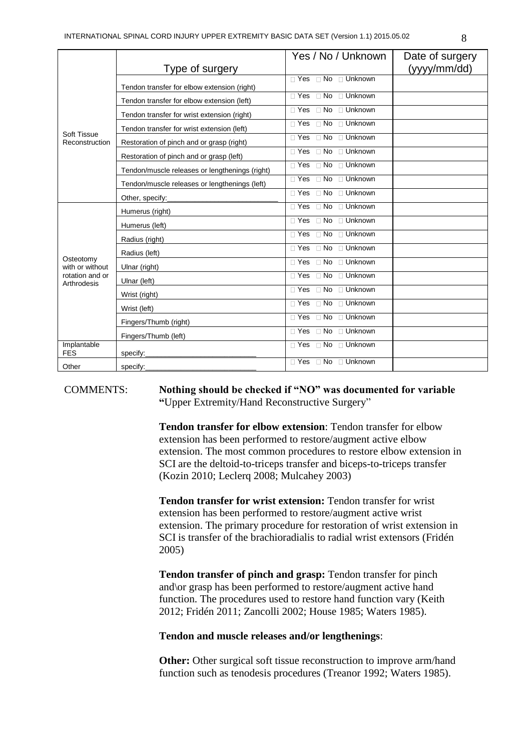| | Type of surgery | Yes / No / Unknown | Date of surgery (yyyy/mm/dd) |
|---|---|---|---|
| Soft Tissue Reconstruction | Tendon transfer for elbow extension (right) | □ Yes □ No □ Unknown | |
| | Tendon transfer for elbow extension (left) | □ Yes □ No □ Unknown | |
| | Tendon transfer for wrist extension (right) | □ Yes □ No □ Unknown | |
| | Tendon transfer for wrist extension (left) | □ Yes □ No □ Unknown | |
| | Restoration of pinch and or grasp (right) | □ Yes □ No □ Unknown | |
| | Restoration of pinch and or grasp (left) | □ Yes □ No □ Unknown | |
| | Tendon/muscle releases or lengthenings (right) | □ Yes □ No □ Unknown | |
| | Tendon/muscle releases or lengthenings (left) | □ Yes □ No □ Unknown | |
| | Other, specify:____________________________ | □ Yes □ No □ Unknown | |
| Osteotomy with or without rotation and or Arthrodesis | Humerus (right) | □ Yes □ No □ Unknown | |
| | Humerus (left) | □ Yes □ No □ Unknown | |
| | Radius (right) | □ Yes □ No □ Unknown | |
| | Radius (left) | □ Yes □ No □ Unknown | |
| | Ulnar (right) | □ Yes □ No □ Unknown | |
| | Ulnar (left) | □ Yes □ No □ Unknown | |
| | Wrist (right) | □ Yes □ No □ Unknown | |
| | Wrist (left) | □ Yes □ No □ Unknown | |
| | Fingers/Thumb (right) | □ Yes □ No □ Unknown | |
| | Fingers/Thumb (left) | □ Yes □ No □ Unknown | |
| Implantable FES | specify:____________________________ | □ Yes □ No □ Unknown | |
| Other | specify:____________________________ | □ Yes □ No □ Unknown | |

COMMENTS: **Nothing should be checked if "NO" was documented for variable "**Upper Extremity/Hand Reconstructive Surgery"

**Tendon transfer for elbow extension**: Tendon transfer for elbow extension has been performed to restore/augment active elbow extension. The most common procedures to restore elbow extension in SCI are the deltoid-to-triceps transfer and biceps-to-triceps transfer (Kozin 2010; Leclerq 2008; Mulcahey 2003)

**Tendon transfer for wrist extension:** Tendon transfer for wrist extension has been performed to restore/augment active wrist extension. The primary procedure for restoration of wrist extension in SCI is transfer of the brachioradialis to radial wrist extensors (Fridén 2005)

**Tendon transfer of pinch and grasp:** Tendon transfer for pinch and\or grasp has been performed to restore/augment active hand function. The procedures used to restore hand function vary (Keith 2012; Fridén 2011; Zancolli 2002; House 1985; Waters 1985).

**Tendon and muscle releases and/or lengthenings**:

**Other:** Other surgical soft tissue reconstruction to improve arm/hand function such as tenodesis procedures (Treanor 1992; Waters 1985).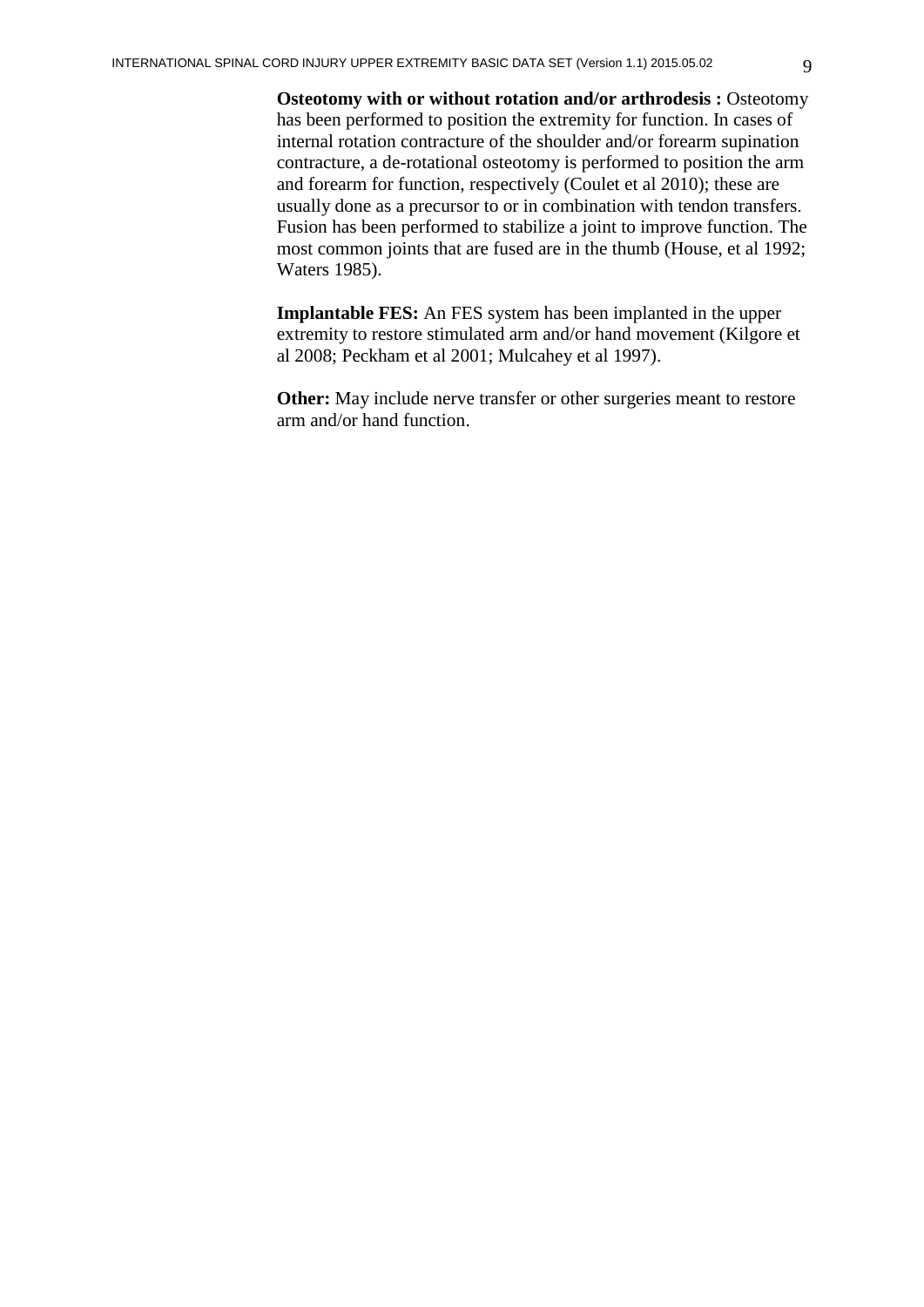**Osteotomy with or without rotation and/or arthrodesis :** Osteotomy has been performed to position the extremity for function. In cases of internal rotation contracture of the shoulder and/or forearm supination contracture, a de-rotational osteotomy is performed to position the arm and forearm for function, respectively (Coulet et al 2010); these are usually done as a precursor to or in combination with tendon transfers. Fusion has been performed to stabilize a joint to improve function. The most common joints that are fused are in the thumb (House, et al 1992; Waters 1985).

**Implantable FES:** An FES system has been implanted in the upper extremity to restore stimulated arm and/or hand movement (Kilgore et al 2008; Peckham et al 2001; Mulcahey et al 1997).

**Other:** May include nerve transfer or other surgeries meant to restore arm and/or hand function.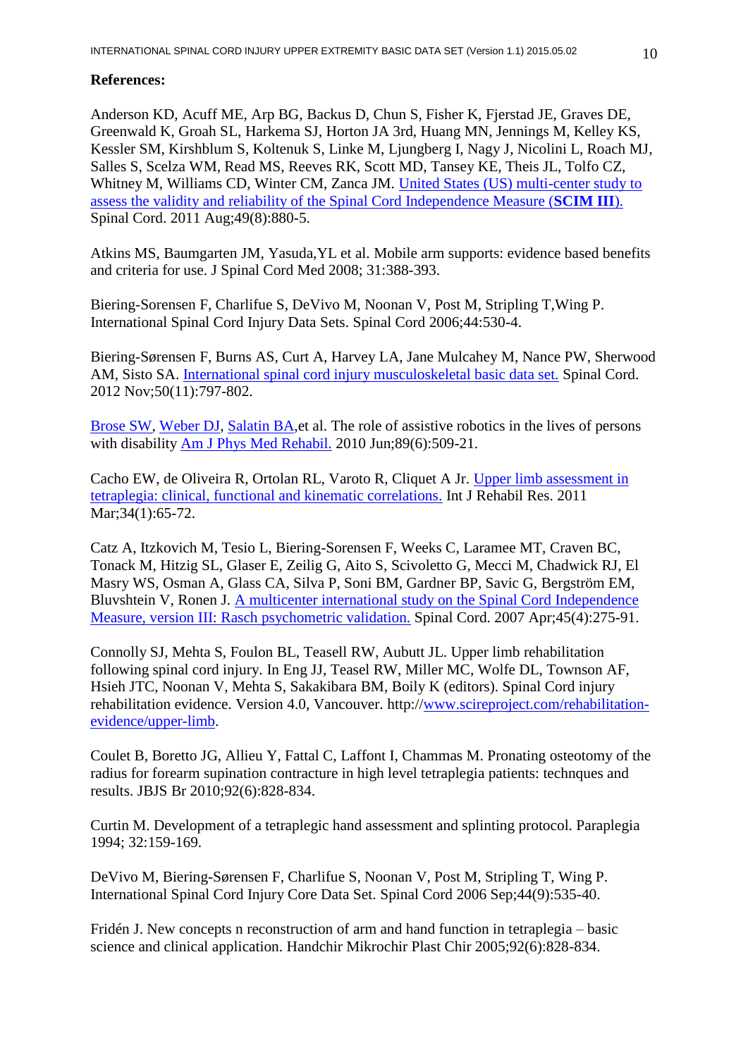**References:**

Anderson KD, Acuff ME, Arp BG, Backus D, Chun S, Fisher K, Fjerstad JE, Graves DE, Greenwald K, Groah SL, Harkema SJ, Horton JA 3rd, Huang MN, Jennings M, Kelley KS, Kessler SM, Kirshblum S, Koltenuk S, Linke M, Ljungberg I, Nagy J, Nicolini L, Roach MJ, Salles S, Scelza WM, Read MS, Reeves RK, Scott MD, Tansey KE, Theis JL, Tolfo CZ, Whitney M, Williams CD, Winter CM, Zanca JM. United States (US) multi-center study to assess the validity and reliability of the Spinal Cord Independence Measure (**SCIM III**). Spinal Cord. 2011 Aug;49(8):880-5.

Atkins MS, Baumgarten JM, Yasuda,YL et al. Mobile arm supports: evidence based benefits and criteria for use. J Spinal Cord Med 2008; 31:388-393.

Biering-Sorensen F, Charlifue S, DeVivo M, Noonan V, Post M, Stripling T,Wing P. International Spinal Cord Injury Data Sets. Spinal Cord 2006;44:530-4.

Biering-Sørensen F, Burns AS, Curt A, Harvey LA, Jane Mulcahey M, Nance PW, Sherwood AM, Sisto SA. International spinal cord injury musculoskeletal basic data set. Spinal Cord. 2012 Nov;50(11):797-802.

Brose SW, Weber DJ, Salatin BA,et al. The role of assistive robotics in the lives of persons with disability Am J Phys Med Rehabil. 2010 Jun;89(6):509-21.

Cacho EW, de Oliveira R, Ortolan RL, Varoto R, Cliquet A Jr. Upper limb assessment in tetraplegia: clinical, functional and kinematic correlations. Int J Rehabil Res. 2011 Mar;34(1):65-72.

Catz A, Itzkovich M, Tesio L, Biering-Sorensen F, Weeks C, Laramee MT, Craven BC, Tonack M, Hitzig SL, Glaser E, Zeilig G, Aito S, Scivoletto G, Mecci M, Chadwick RJ, El Masry WS, Osman A, Glass CA, Silva P, Soni BM, Gardner BP, Savic G, Bergström EM, Bluvshtein V, Ronen J. A multicenter international study on the Spinal Cord Independence Measure, version III: Rasch psychometric validation. Spinal Cord. 2007 Apr;45(4):275-91.

Connolly SJ, Mehta S, Foulon BL, Teasell RW, Aubutt JL. Upper limb rehabilitation following spinal cord injury. In Eng JJ, Teasel RW, Miller MC, Wolfe DL, Townson AF, Hsieh JTC, Noonan V, Mehta S, Sakakibara BM, Boily K (editors). Spinal Cord injury rehabilitation evidence. Version 4.0, Vancouver. http://www.scireproject.com/rehabilitation-evidence/upper-limb.

Coulet B, Boretto JG, Allieu Y, Fattal C, Laffont I, Chammas M. Pronating osteotomy of the radius for forearm supination contracture in high level tetraplegia patients: technques and results. JBJS Br 2010;92(6):828-834.

Curtin M. Development of a tetraplegic hand assessment and splinting protocol. Paraplegia 1994; 32:159-169.

DeVivo M, Biering-Sørensen F, Charlifue S, Noonan V, Post M, Stripling T, Wing P. International Spinal Cord Injury Core Data Set. Spinal Cord 2006 Sep;44(9):535-40.

Fridén J. New concepts n reconstruction of arm and hand function in tetraplegia – basic science and clinical application. Handchir Mikrochir Plast Chir 2005;92(6):828-834.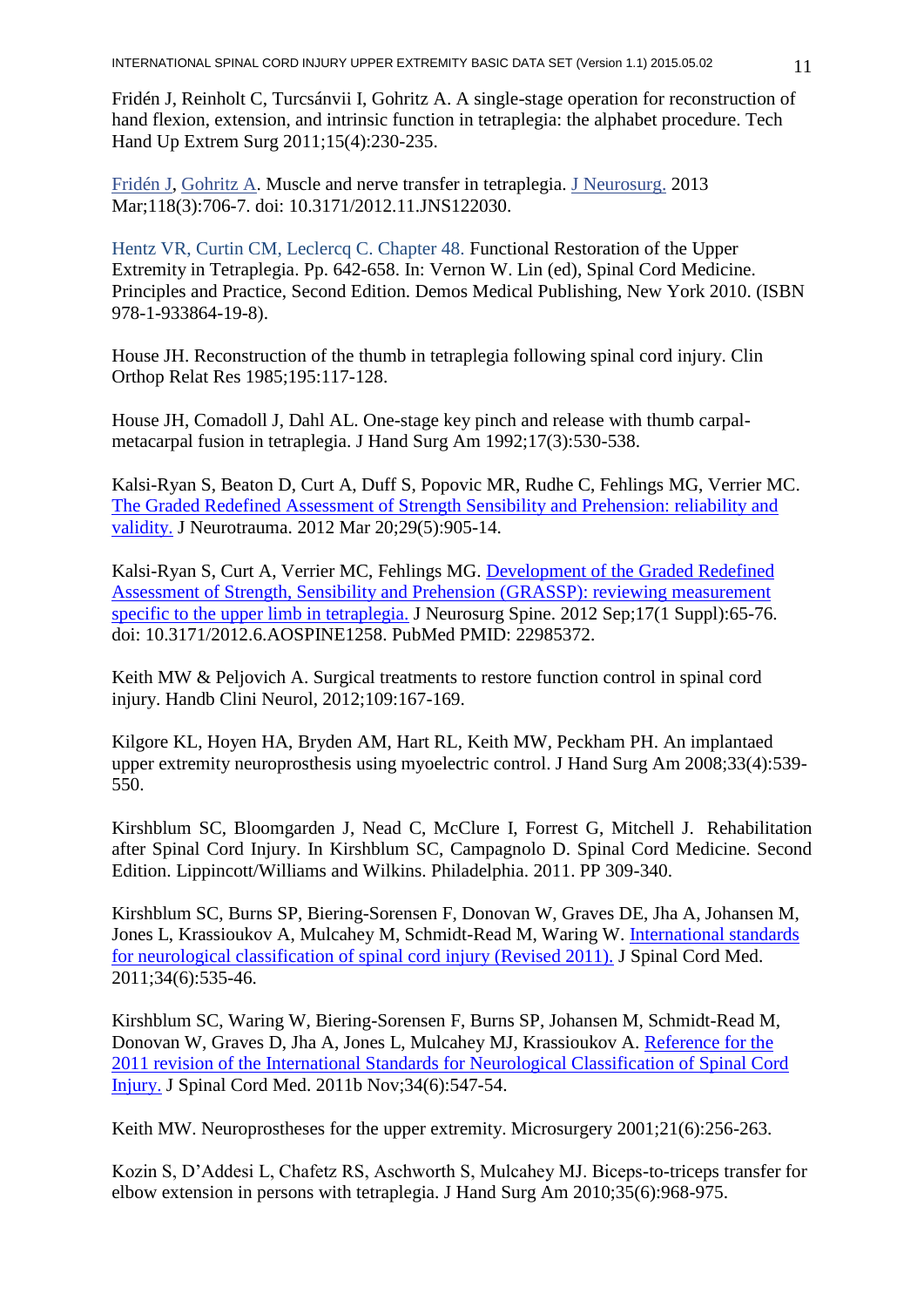Fridén J, Reinholt C, Turcsánvii I, Gohritz A. A single-stage operation for reconstruction of hand flexion, extension, and intrinsic function in tetraplegia: the alphabet procedure. Tech Hand Up Extrem Surg 2011;15(4):230-235.

Fridén J, Gohritz A. Muscle and nerve transfer in tetraplegia. J Neurosurg. 2013 Mar;118(3):706-7. doi: 10.3171/2012.11.JNS122030.

Hentz VR, Curtin CM, Leclercq C. Chapter 48. Functional Restoration of the Upper Extremity in Tetraplegia. Pp. 642-658. In: Vernon W. Lin (ed), Spinal Cord Medicine. Principles and Practice, Second Edition. Demos Medical Publishing, New York 2010. (ISBN 978-1-933864-19-8).

House JH. Reconstruction of the thumb in tetraplegia following spinal cord injury. Clin Orthop Relat Res 1985;195:117-128.

House JH, Comadoll J, Dahl AL. One-stage key pinch and release with thumb carpal-metacarpal fusion in tetraplegia. J Hand Surg Am 1992;17(3):530-538.

Kalsi-Ryan S, Beaton D, Curt A, Duff S, Popovic MR, Rudhe C, Fehlings MG, Verrier MC. The Graded Redefined Assessment of Strength Sensibility and Prehension: reliability and validity. J Neurotrauma. 2012 Mar 20;29(5):905-14.

Kalsi-Ryan S, Curt A, Verrier MC, Fehlings MG. Development of the Graded Redefined Assessment of Strength, Sensibility and Prehension (GRASSP): reviewing measurement specific to the upper limb in tetraplegia. J Neurosurg Spine. 2012 Sep;17(1 Suppl):65-76. doi: 10.3171/2012.6.AOSPINE1258. PubMed PMID: 22985372.

Keith MW & Peljovich A. Surgical treatments to restore function control in spinal cord injury. Handb Clini Neurol, 2012;109:167-169.

Kilgore KL, Hoyen HA, Bryden AM, Hart RL, Keith MW, Peckham PH. An implantaed upper extremity neuroprosthesis using myoelectric control. J Hand Surg Am 2008;33(4):539-550.

Kirshblum SC, Bloomgarden J, Nead C, McClure I, Forrest G, Mitchell J. Rehabilitation after Spinal Cord Injury. In Kirshblum SC, Campagnolo D. Spinal Cord Medicine. Second Edition. Lippincott/Williams and Wilkins. Philadelphia. 2011. PP 309-340.

Kirshblum SC, Burns SP, Biering-Sorensen F, Donovan W, Graves DE, Jha A, Johansen M, Jones L, Krassioukov A, Mulcahey M, Schmidt-Read M, Waring W. International standards for neurological classification of spinal cord injury (Revised 2011). J Spinal Cord Med. 2011;34(6):535-46.

Kirshblum SC, Waring W, Biering-Sorensen F, Burns SP, Johansen M, Schmidt-Read M, Donovan W, Graves D, Jha A, Jones L, Mulcahey MJ, Krassioukov A. Reference for the 2011 revision of the International Standards for Neurological Classification of Spinal Cord Injury. J Spinal Cord Med. 2011b Nov;34(6):547-54.

Keith MW. Neuroprostheses for the upper extremity. Microsurgery 2001;21(6):256-263.

Kozin S, D'Addesi L, Chafetz RS, Aschworth S, Mulcahey MJ. Biceps-to-triceps transfer for elbow extension in persons with tetraplegia. J Hand Surg Am 2010;35(6):968-975.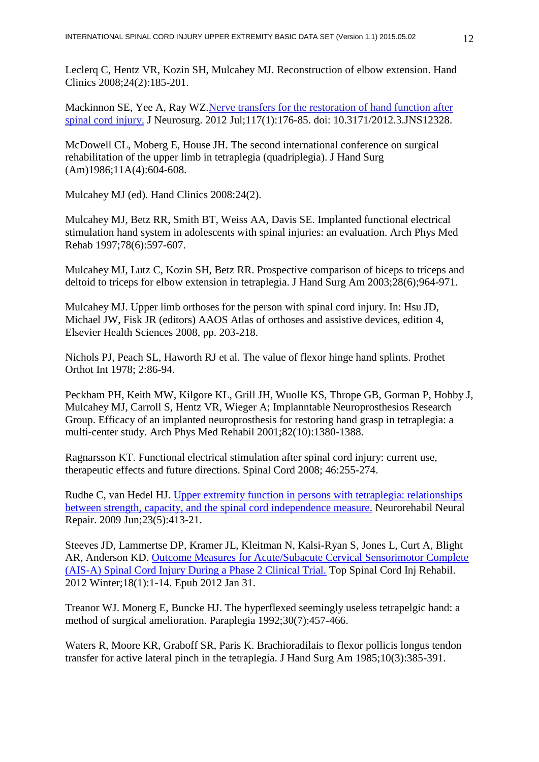Leclerq C, Hentz VR, Kozin SH, Mulcahey MJ. Reconstruction of elbow extension. Hand Clinics 2008;24(2):185-201.

Mackinnon SE, Yee A, Ray WZ.[Nerve transfers for the restoration of hand function after spinal cord injury.]() J Neurosurg. 2012 Jul;117(1):176-85. doi: 10.3171/2012.3.JNS12328.

McDowell CL, Moberg E, House JH. The second international conference on surgical rehabilitation of the upper limb in tetraplegia (quadriplegia). J Hand Surg (Am)1986;11A(4):604-608.

Mulcahey MJ (ed). Hand Clinics 2008:24(2).

Mulcahey MJ, Betz RR, Smith BT, Weiss AA, Davis SE. Implanted functional electrical stimulation hand system in adolescents with spinal injuries: an evaluation. Arch Phys Med Rehab 1997;78(6):597-607.

Mulcahey MJ, Lutz C, Kozin SH, Betz RR. Prospective comparison of biceps to triceps and deltoid to triceps for elbow extension in tetraplegia. J Hand Surg Am 2003;28(6);964-971.

Mulcahey MJ. Upper limb orthoses for the person with spinal cord injury. In: Hsu JD, Michael JW, Fisk JR (editors) AAOS Atlas of orthoses and assistive devices, edition 4, Elsevier Health Sciences 2008, pp. 203-218.

Nichols PJ, Peach SL, Haworth RJ et al. The value of flexor hinge hand splints. Prothet Orthot Int 1978; 2:86-94.

Peckham PH, Keith MW, Kilgore KL, Grill JH, Wuolle KS, Thrope GB, Gorman P, Hobby J, Mulcahey MJ, Carroll S, Hentz VR, Wieger A; Implanntable Neuroprosthesios Research Group. Efficacy of an implanted neuroprosthesis for restoring hand grasp in tetraplegia: a multi-center study. Arch Phys Med Rehabil 2001;82(10):1380-1388.

Ragnarsson KT. Functional electrical stimulation after spinal cord injury: current use, therapeutic effects and future directions. Spinal Cord 2008; 46:255-274.

Rudhe C, van Hedel HJ. [Upper extremity function in persons with tetraplegia: relationships between strength, capacity, and the spinal cord independence measure.]() Neurorehabil Neural Repair. 2009 Jun;23(5):413-21.

Steeves JD, Lammertse DP, Kramer JL, Kleitman N, Kalsi-Ryan S, Jones L, Curt A, Blight AR, Anderson KD. [Outcome Measures for Acute/Subacute Cervical Sensorimotor Complete (AIS-A) Spinal Cord Injury During a Phase 2 Clinical Trial.]() Top Spinal Cord Inj Rehabil. 2012 Winter;18(1):1-14. Epub 2012 Jan 31.

Treanor WJ. Monerg E, Buncke HJ. The hyperflexed seemingly useless tetrapelgic hand: a method of surgical amelioration. Paraplegia 1992;30(7):457-466.

Waters R, Moore KR, Graboff SR, Paris K. Brachioradilais to flexor pollicis longus tendon transfer for active lateral pinch in the tetraplegia. J Hand Surg Am 1985;10(3):385-391.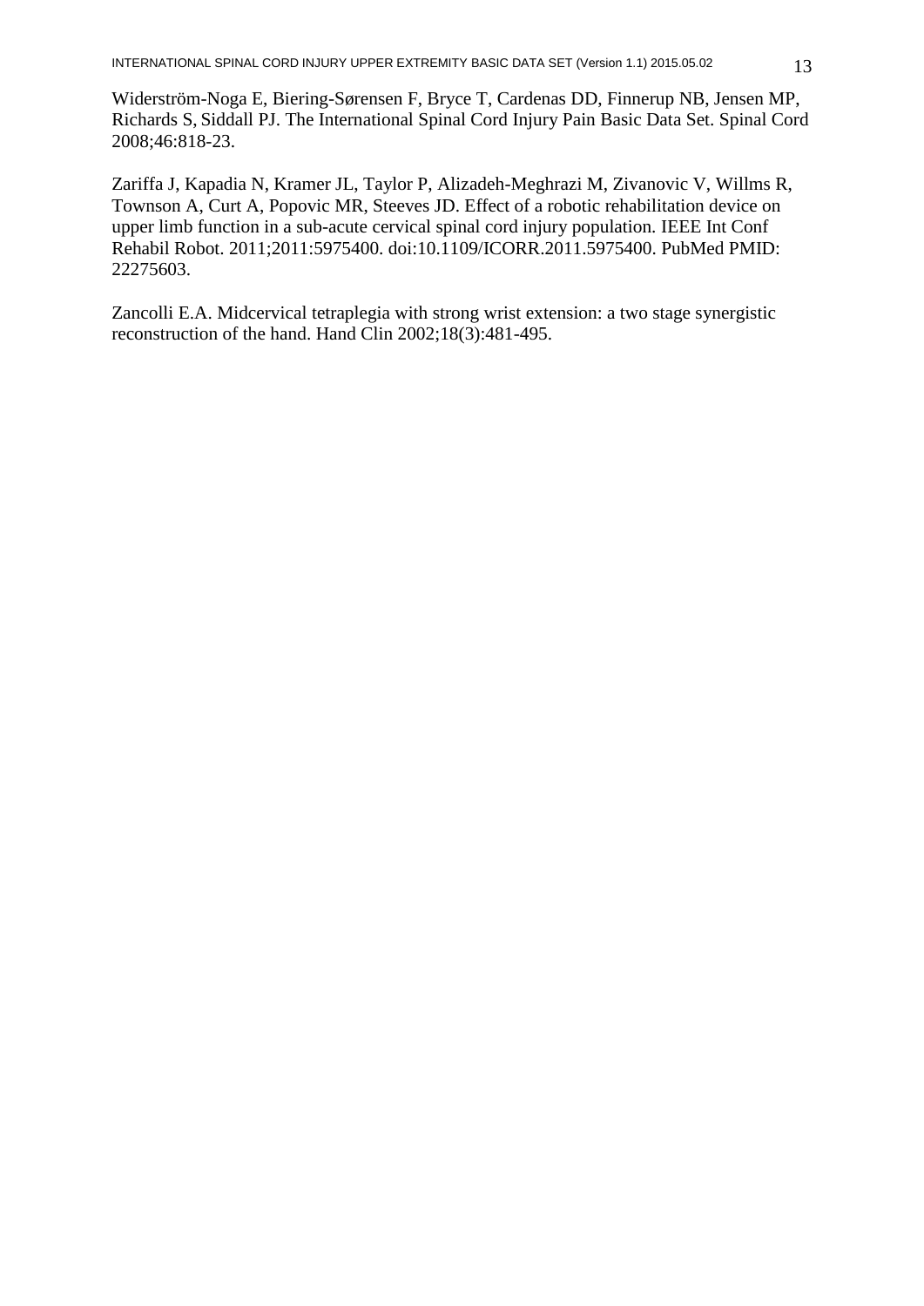Widerström-Noga E, Biering-Sørensen F, Bryce T, Cardenas DD, Finnerup NB, Jensen MP, Richards S, Siddall PJ. The International Spinal Cord Injury Pain Basic Data Set. Spinal Cord 2008;46:818-23.

Zariffa J, Kapadia N, Kramer JL, Taylor P, Alizadeh-Meghrazi M, Zivanovic V, Willms R, Townson A, Curt A, Popovic MR, Steeves JD. Effect of a robotic rehabilitation device on upper limb function in a sub-acute cervical spinal cord injury population. IEEE Int Conf Rehabil Robot. 2011;2011:5975400. doi:10.1109/ICORR.2011.5975400. PubMed PMID: 22275603.

Zancolli E.A. Midcervical tetraplegia with strong wrist extension: a two stage synergistic reconstruction of the hand. Hand Clin 2002;18(3):481-495.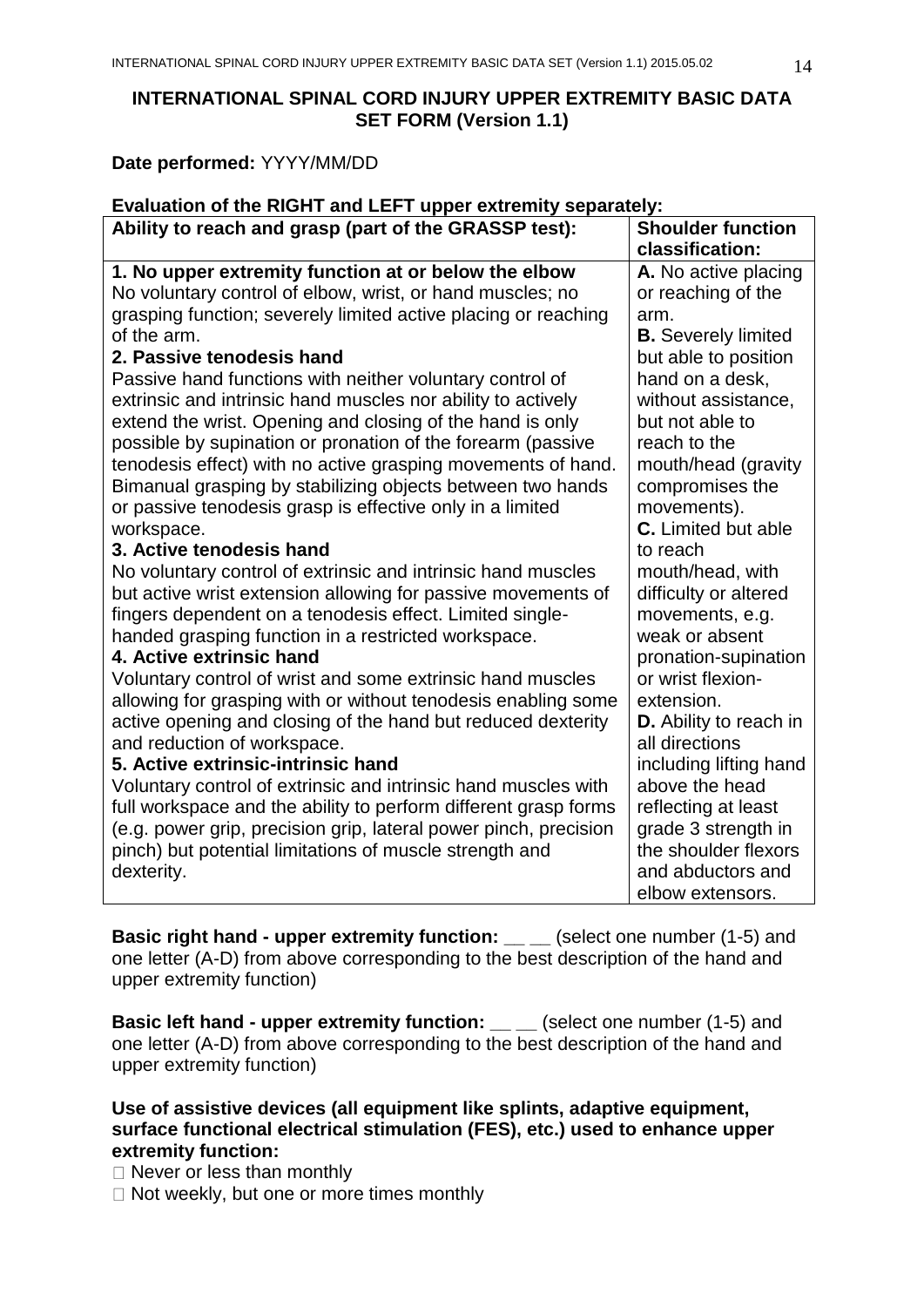## INTERNATIONAL SPINAL CORD INJURY UPPER EXTREMITY BASIC DATA SET FORM (Version 1.1)

**Date performed:** YYYY/MM/DD

**Evaluation of the RIGHT and LEFT upper extremity separately:**

| Ability to reach and grasp (part of the GRASSP test): | Shoulder function classification: |
|---|---|
| **1. No upper extremity function at or below the elbow**<br>No voluntary control of elbow, wrist, or hand muscles; no grasping function; severely limited active placing or reaching of the arm.<br>**2. Passive tenodesis hand**<br>Passive hand functions with neither voluntary control of extrinsic and intrinsic hand muscles nor ability to actively extend the wrist. Opening and closing of the hand is only possible by supination or pronation of the forearm (passive tenodesis effect) with no active grasping movements of hand. Bimanual grasping by stabilizing objects between two hands or passive tenodesis grasp is effective only in a limited workspace.<br>**3. Active tenodesis hand**<br>No voluntary control of extrinsic and intrinsic hand muscles but active wrist extension allowing for passive movements of fingers dependent on a tenodesis effect. Limited single-handed grasping function in a restricted workspace.<br>**4. Active extrinsic hand**<br>Voluntary control of wrist and some extrinsic hand muscles allowing for grasping with or without tenodesis enabling some active opening and closing of the hand but reduced dexterity and reduction of workspace.<br>**5. Active extrinsic-intrinsic hand**<br>Voluntary control of extrinsic and intrinsic hand muscles with full workspace and the ability to perform different grasp forms (e.g. power grip, precision grip, lateral power pinch, precision pinch) but potential limitations of muscle strength and dexterity. | **A.** No active placing or reaching of the arm.<br>**B.** Severely limited but able to position hand on a desk, without assistance, but not able to reach to the mouth/head (gravity compromises the movements).<br>**C.** Limited but able to reach mouth/head, with difficulty or altered movements, e.g. weak or absent pronation-supination or wrist flexion-extension.<br>**D.** Ability to reach in all directions including lifting hand above the head reflecting at least grade 3 strength in the shoulder flexors and abductors and elbow extensors. |

**Basic right hand - upper extremity function:** __ __ (select one number (1-5) and one letter (A-D) from above corresponding to the best description of the hand and upper extremity function)

**Basic left hand - upper extremity function:** __ __ (select one number (1-5) and one letter (A-D) from above corresponding to the best description of the hand and upper extremity function)

**Use of assistive devices (all equipment like splints, adaptive equipment, surface functional electrical stimulation (FES), etc.) used to enhance upper extremity function:**

☐ Never or less than monthly
☐ Not weekly, but one or more times monthly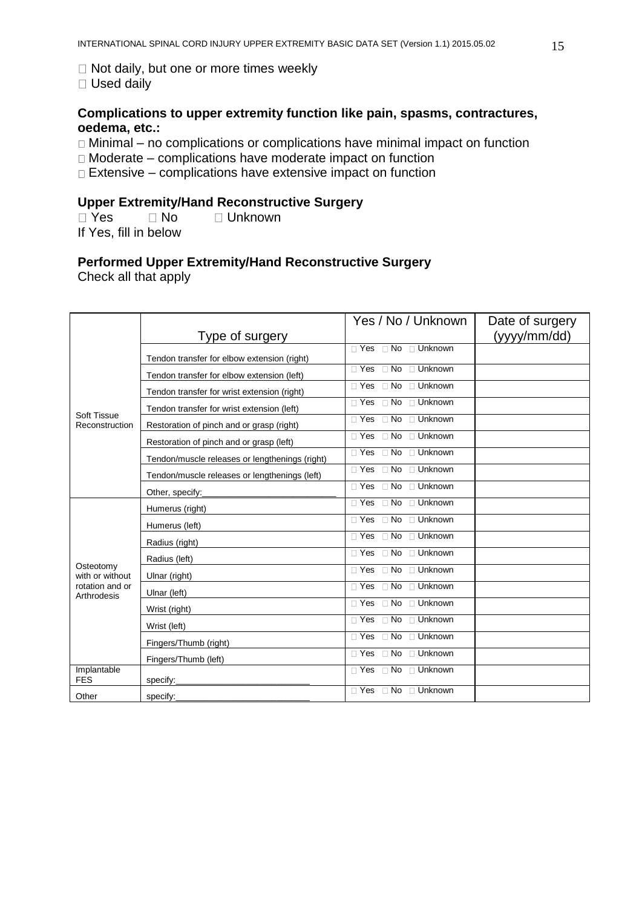□ Not daily, but one or more times weekly
□ Used daily

**Complications to upper extremity function like pain, spasms, contractures, oedema, etc.:**

□ Minimal – no complications or complications have minimal impact on function
□ Moderate – complications have moderate impact on function
□ Extensive – complications have extensive impact on function

**Upper Extremity/Hand Reconstructive Surgery**

□ Yes □ No □ Unknown

If Yes, fill in below

**Performed Upper Extremity/Hand Reconstructive Surgery**

Check all that apply

| | Type of surgery | Yes / No / Unknown | Date of surgery (yyyy/mm/dd) |
|---|---|---|---|
| Soft Tissue Reconstruction | Tendon transfer for elbow extension (right) | □ Yes □ No □ Unknown | |
| | Tendon transfer for elbow extension (left) | □ Yes □ No □ Unknown | |
| | Tendon transfer for wrist extension (right) | □ Yes □ No □ Unknown | |
| | Tendon transfer for wrist extension (left) | □ Yes □ No □ Unknown | |
| | Restoration of pinch and or grasp (right) | □ Yes □ No □ Unknown | |
| | Restoration of pinch and or grasp (left) | □ Yes □ No □ Unknown | |
| | Tendon/muscle releases or lengthenings (right) | □ Yes □ No □ Unknown | |
| | Tendon/muscle releases or lengthenings (left) | □ Yes □ No □ Unknown | |
| | Other, specify:___________________________ | □ Yes □ No □ Unknown | |
| Osteotomy with or without rotation and or Arthrodesis | Humerus (right) | □ Yes □ No □ Unknown | |
| | Humerus (left) | □ Yes □ No □ Unknown | |
| | Radius (right) | □ Yes □ No □ Unknown | |
| | Radius (left) | □ Yes □ No □ Unknown | |
| | Ulnar (right) | □ Yes □ No □ Unknown | |
| | Ulnar (left) | □ Yes □ No □ Unknown | |
| | Wrist (right) | □ Yes □ No □ Unknown | |
| | Wrist (left) | □ Yes □ No □ Unknown | |
| | Fingers/Thumb (right) | □ Yes □ No □ Unknown | |
| | Fingers/Thumb (left) | □ Yes □ No □ Unknown | |
| Implantable FES | specify:___________________________ | □ Yes □ No □ Unknown | |
| Other | specify:___________________________ | □ Yes □ No □ Unknown | |